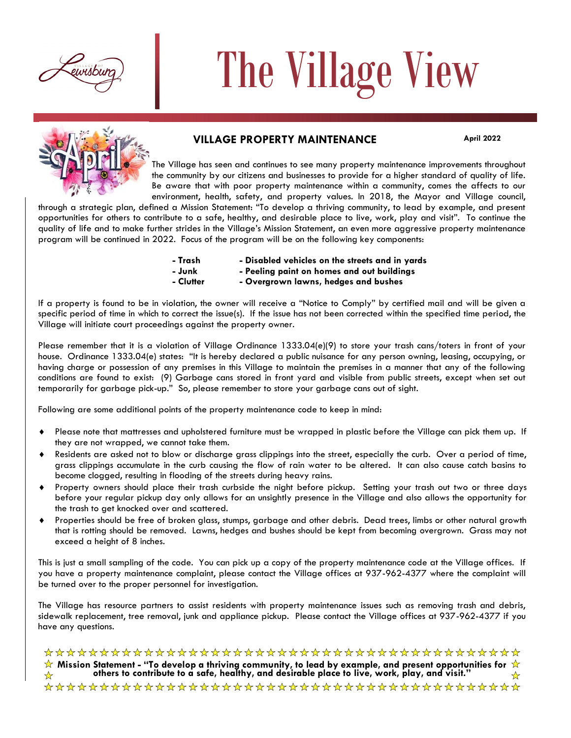# The Village View

## VILLAGE PROPERTY MAINTENANCE

**April 2022**

The Village has seen and continues to see many property maintenance improvements throughout the community by our citizens and businesses to provide for a higher standard of quality of life. Be aware that with poor property maintenance within a community, comes the affects to our environment, health, safety, and property values. In 2018, the Mayor and Village council, through a strategic plan, defined a Mission Statement: "To develop a thriving community, to lead by example, and present opportunities for others to contribute to a safe, healthy, and desirable place to live, work, play and visit". To continue the quality of life and to make further strides in the Village's Mission Statement, an even more aggressive property maintenance program will be continued in 2022. Focus of the program will be on the following key components:

- **Trash**
- **Junk**
- **Clutter**
- **Disabled vehicles on the streets and in yards**
- **Peeling paint on homes and out buildings**
- **Overgrown lawns, hedges and bushes**

If a property is found to be in violation, the owner will receive a "Notice to Comply" by certified mail and will be given a specific period of time in which to correct the issue(s). If the issue has not been corrected within the specified time period, the Village will initiate court proceedings against the property owner.

Please remember that it is a violation of Village Ordinance 1333.04(e)(9) to store your trash cans/toters in front of your house. Ordinance 1333.04(e) states: "It is hereby declared a public nuisance for any person owning, leasing, occupying, or having charge or possession of any premises in this Village to maintain the premises in a manner that any of the following conditions are found to exist: (9) Garbage cans stored in front yard and visible from public streets, except when set out temporarily for garbage pick-up." So, please remember to store your garbage cans out of sight.

Following are some additional points of the property maintenance code to keep in mind:

- Please note that mattresses and upholstered furniture must be wrapped in plastic before the Village can pick them up. If they are not wrapped, we cannot take them.
- Residents are asked not to blow or discharge grass clippings into the street, especially the curb. Over a period of time, grass clippings accumulate in the curb causing the flow of rain water to be altered. It can also cause catch basins to become clogged, resulting in flooding of the streets during heavy rains.
- Property owners should place their trash curbside the night before pickup. Setting your trash out two or three days before your regular pickup day only allows for an unsightly presence in the Village and also allows the opportunity for the trash to get knocked over and scattered.
- Properties should be free of broken glass, stumps, garbage and other debris. Dead trees, limbs or other natural growth that is rotting should be removed. Lawns, hedges and bushes should be kept from becoming overgrown. Grass may not exceed a height of 8 inches.

This is just a small sampling of the code. You can pick up a copy of the property maintenance code at the Village offices. If you have a property maintenance complaint, please contact the Village offices at 937-962-4377 where the complaint will be turned over to the proper personnel for investigation.

The Village has resource partners to assist residents with property maintenance issues such as removing trash and debris, sidewalk replacement, tree removal, junk and appliance pickup. Please contact the Village offices at 937-962-4377 if you have any questions.

**Mission Statement - "To develop a thriving community, to lead by example, and present opportunities for others to contribute to a safe, healthy, and desirable place to live, work, play, and visit."**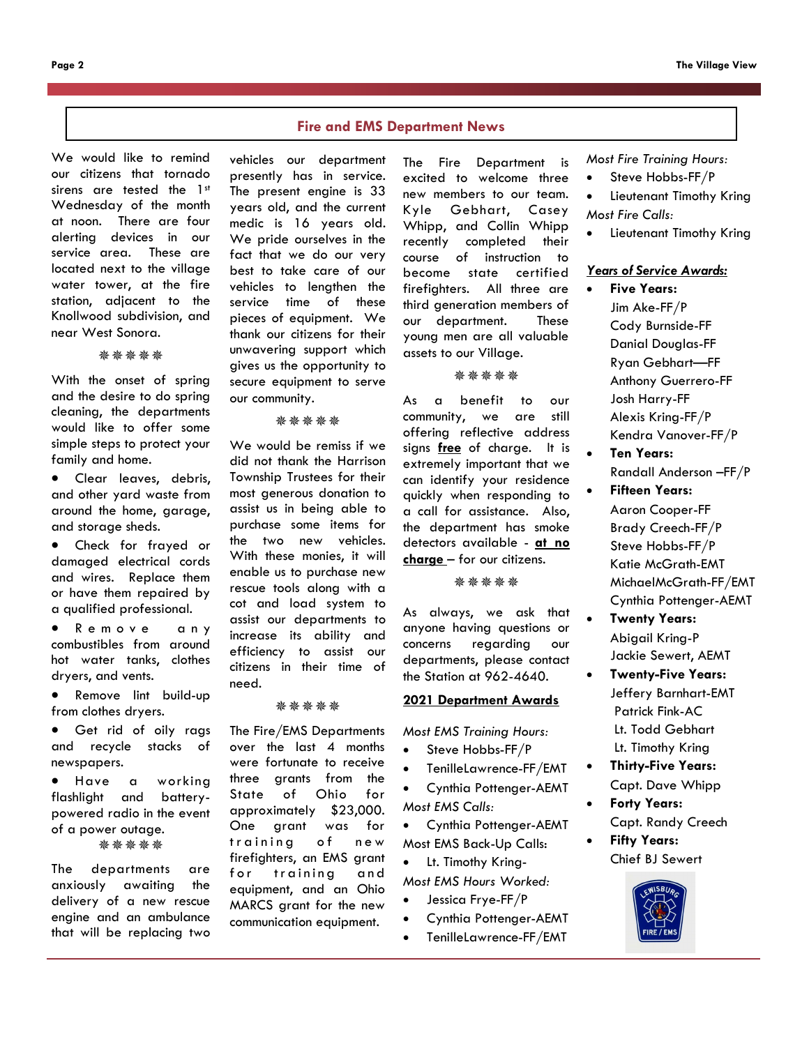## Fire and EMS Department News

We would like to remind our citizens that tornado sirens are tested the 1st Wednesday of the month at noon. There are four alerting devices in our service area. These are located next to the village water tower, at the fire station, adjacent to the Knollwood subdivision, and near West Sonora.

❋❋❋❋❋

With the onset of spring and the desire to do spring cleaning, the departments would like to offer some simple steps to protect your family and home.

- Clear leaves, debris, and other yard waste from around the home, garage, and storage sheds.
- Check for frayed or damaged electrical cords and wires. Replace them or have them repaired by a qualified professional.
- Remove any combustibles from around hot water tanks, clothes dryers, and vents.
- Remove lint build-up from clothes dryers.
- Get rid of oily rags and recycle stacks of newspapers.
- Have a working flashlight and battery-powered radio in the event of a power outage.

❋❋❋❋❋

The departments are anxiously awaiting the delivery of a new rescue engine and an ambulance that will be replacing two vehicles our department presently has in service. The present engine is 33 years old, and the current medic is 16 years old. We pride ourselves in the fact that we do our very best to take care of our vehicles to lengthen the service time of these pieces of equipment. We thank our citizens for their unwavering support which gives us the opportunity to secure equipment to serve our community.

❋❋❋❋❋

We would be remiss if we did not thank the Harrison Township Trustees for their most generous donation to assist us in being able to purchase some items for the two new vehicles. With these monies, it will enable us to purchase new rescue tools along with a cot and load system to assist our departments to increase its ability and efficiency to assist our citizens in their time of need.

❋❋❋❋❋

The Fire/EMS Departments over the last 4 months were fortunate to receive three grants from the State of Ohio for approximately $23,000. One grant was for training of new firefighters, an EMS grant for training and equipment, and an Ohio MARCS grant for the new communication equipment.

The Fire Department is excited to welcome three new members to our team. Kyle Gebhart, Casey Whipp, and Collin Whipp recently completed their course of instruction to become state certified firefighters. All three are third generation members of our department. These young men are all valuable assets to our Village.

❋❋❋❋❋

As a benefit to our community, we are still offering reflective address signs **free** of charge. It is extremely important that we can identify your residence quickly when responding to a call for assistance. Also, the department has smoke detectors available - **at no charge** – for our citizens.

❋❋❋❋❋

As always, we ask that anyone having questions or concerns regarding our departments, please contact the Station at 962-4640.

### 2021 Department Awards

*Most EMS Training Hours:*

- Steve Hobbs-FF/P
- TenilleLawrence-FF/EMT
- Cynthia Pottenger-AEMT

*Most EMS Calls:*

- Cynthia Pottenger-AEMT

Most EMS Back-Up Calls:

- Lt. Timothy Kring-

*Most EMS Hours Worked:*

- Jessica Frye-FF/P
- Cynthia Pottenger-AEMT
- TenilleLawrence-FF/EMT

*Most Fire Training Hours:*

- Steve Hobbs-FF/P
- Lieutenant Timothy Kring

*Most Fire Calls:*

- Lieutenant Timothy Kring

### Years of Service Awards:

- **Five Years:**
  Jim Ake-FF/P
  Cody Burnside-FF
  Danial Douglas-FF
  Ryan Gebhart—FF
  Anthony Guerrero-FF
  Josh Harry-FF
  Alexis Kring-FF/P
  Kendra Vanover-FF/P
- **Ten Years:**
  Randall Anderson –FF/P
- **Fifteen Years:**
  Aaron Cooper-FF
  Brady Creech-FF/P
  Steve Hobbs-FF/P
  Katie McGrath-EMT
  MichaelMcGrath-FF/EMT
  Cynthia Pottenger-AEMT
- **Twenty Years:**
  Abigail Kring-P
  Jackie Sewert, AEMT
- **Twenty-Five Years:**
  Jeffery Barnhart-EMT
  Patrick Fink-AC
  Lt. Todd Gebhart
  Lt. Timothy Kring
- **Thirty-Five Years:**
  Capt. Dave Whipp
- **Forty Years:**
  Capt. Randy Creech
- **Fifty Years:**
  Chief BJ Sewert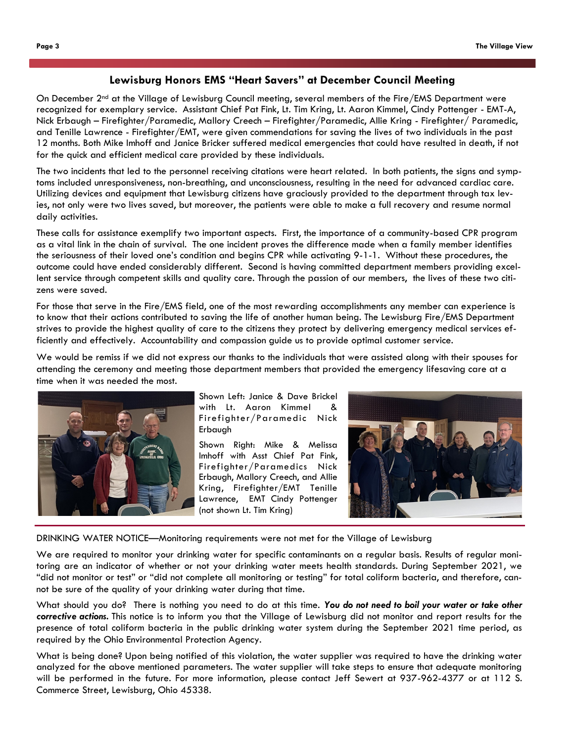## Lewisburg Honors EMS "Heart Savers" at December Council Meeting

On December 2nd at the Village of Lewisburg Council meeting, several members of the Fire/EMS Department were recognized for exemplary service. Assistant Chief Pat Fink, Lt. Tim Kring, Lt. Aaron Kimmel, Cindy Pottenger - EMT-A, Nick Erbaugh – Firefighter/Paramedic, Mallory Creech – Firefighter/Paramedic, Allie Kring - Firefighter/ Paramedic, and Tenille Lawrence - Firefighter/EMT, were given commendations for saving the lives of two individuals in the past 12 months. Both Mike Imhoff and Janice Bricker suffered medical emergencies that could have resulted in death, if not for the quick and efficient medical care provided by these individuals.

The two incidents that led to the personnel receiving citations were heart related. In both patients, the signs and symptoms included unresponsiveness, non-breathing, and unconsciousness, resulting in the need for advanced cardiac care. Utilizing devices and equipment that Lewisburg citizens have graciously provided to the department through tax levies, not only were two lives saved, but moreover, the patients were able to make a full recovery and resume normal daily activities.

These calls for assistance exemplify two important aspects. First, the importance of a community-based CPR program as a vital link in the chain of survival. The one incident proves the difference made when a family member identifies the seriousness of their loved one's condition and begins CPR while activating 9-1-1. Without these procedures, the outcome could have ended considerably different. Second is having committed department members providing excellent service through competent skills and quality care. Through the passion of our members, the lives of these two citizens were saved.

For those that serve in the Fire/EMS field, one of the most rewarding accomplishments any member can experience is to know that their actions contributed to saving the life of another human being. The Lewisburg Fire/EMS Department strives to provide the highest quality of care to the citizens they protect by delivering emergency medical services efficiently and effectively. Accountability and compassion guide us to provide optimal customer service.

We would be remiss if we did not express our thanks to the individuals that were assisted along with their spouses for attending the ceremony and meeting those department members that provided the emergency lifesaving care at a time when it was needed the most.

Shown Left: Janice & Dave Brickel with Lt. Aaron Kimmel & Firefighter/Paramedic Nick Erbaugh

Shown Right: Mike & Melissa Imhoff with Asst Chief Pat Fink, Firefighter/Paramedics Nick Erbaugh, Mallory Creech, and Allie Kring, Firefighter/EMT Tenille Lawrence, EMT Cindy Pottenger (not shown Lt. Tim Kring)

DRINKING WATER NOTICE—Monitoring requirements were not met for the Village of Lewisburg

We are required to monitor your drinking water for specific contaminants on a regular basis. Results of regular monitoring are an indicator of whether or not your drinking water meets health standards. During September 2021, we "did not monitor or test" or "did not complete all monitoring or testing" for total coliform bacteria, and therefore, cannot be sure of the quality of your drinking water during that time.

What should you do? There is nothing you need to do at this time. ***You do not need to boil your water or take other corrective actions.*** This notice is to inform you that the Village of Lewisburg did not monitor and report results for the presence of total coliform bacteria in the public drinking water system during the September 2021 time period, as required by the Ohio Environmental Protection Agency.

What is being done? Upon being notified of this violation, the water supplier was required to have the drinking water analyzed for the above mentioned parameters. The water supplier will take steps to ensure that adequate monitoring will be performed in the future. For more information, please contact Jeff Sewert at 937-962-4377 or at 112 S. Commerce Street, Lewisburg, Ohio 45338.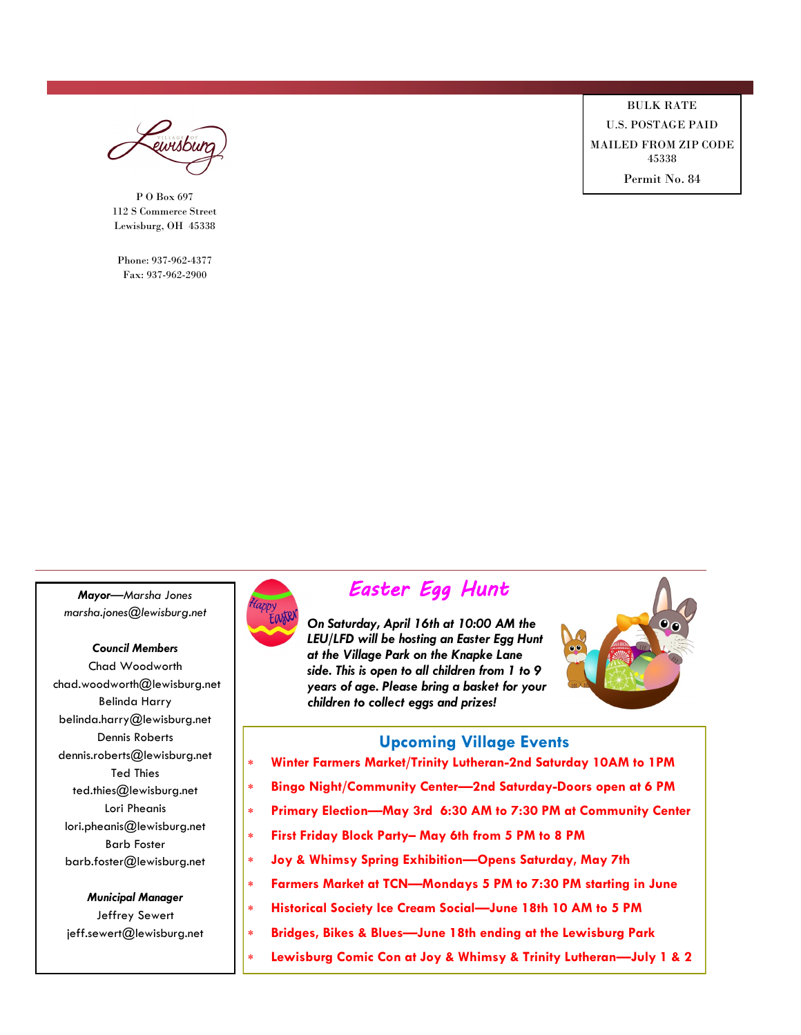Village of Lewisburg

P O Box 697
112 S Commerce Street
Lewisburg, OH 45338

Phone: 937-962-4377
Fax: 937-962-2900

BULK RATE
U.S. POSTAGE PAID
MAILED FROM ZIP CODE 45338
Permit No. 84

***Mayor—****Marsha Jones*
*marsha.jones@lewisburg.net*

***Council Members***
Chad Woodworth
chad.woodworth@lewisburg.net
Belinda Harry
belinda.harry@lewisburg.net
Dennis Roberts
dennis.roberts@lewisburg.net
Ted Thies
ted.thies@lewisburg.net
Lori Pheanis
lori.pheanis@lewisburg.net
Barb Foster
barb.foster@lewisburg.net

***Municipal Manager***
Jeffrey Sewert
jeff.sewert@lewisburg.net

## Easter Egg Hunt

***On Saturday, April 16th at 10:00 AM the LEU/LFD will be hosting an Easter Egg Hunt at the Village Park on the Knapke Lane side. This is open to all children from 1 to 9 years of age. Please bring a basket for your children to collect eggs and prizes!***

## Upcoming Village Events

- **Winter Farmers Market/Trinity Lutheran-2nd Saturday 10AM to 1PM**
- **Bingo Night/Community Center—2nd Saturday-Doors open at 6 PM**
- **Primary Election—May 3rd 6:30 AM to 7:30 PM at Community Center**
- **First Friday Block Party– May 6th from 5 PM to 8 PM**
- **Joy & Whimsy Spring Exhibition—Opens Saturday, May 7th**
- **Farmers Market at TCN—Mondays 5 PM to 7:30 PM starting in June**
- **Historical Society Ice Cream Social—June 18th 10 AM to 5 PM**
- **Bridges, Bikes & Blues—June 18th ending at the Lewisburg Park**
- **Lewisburg Comic Con at Joy & Whimsy & Trinity Lutheran—July 1 & 2**